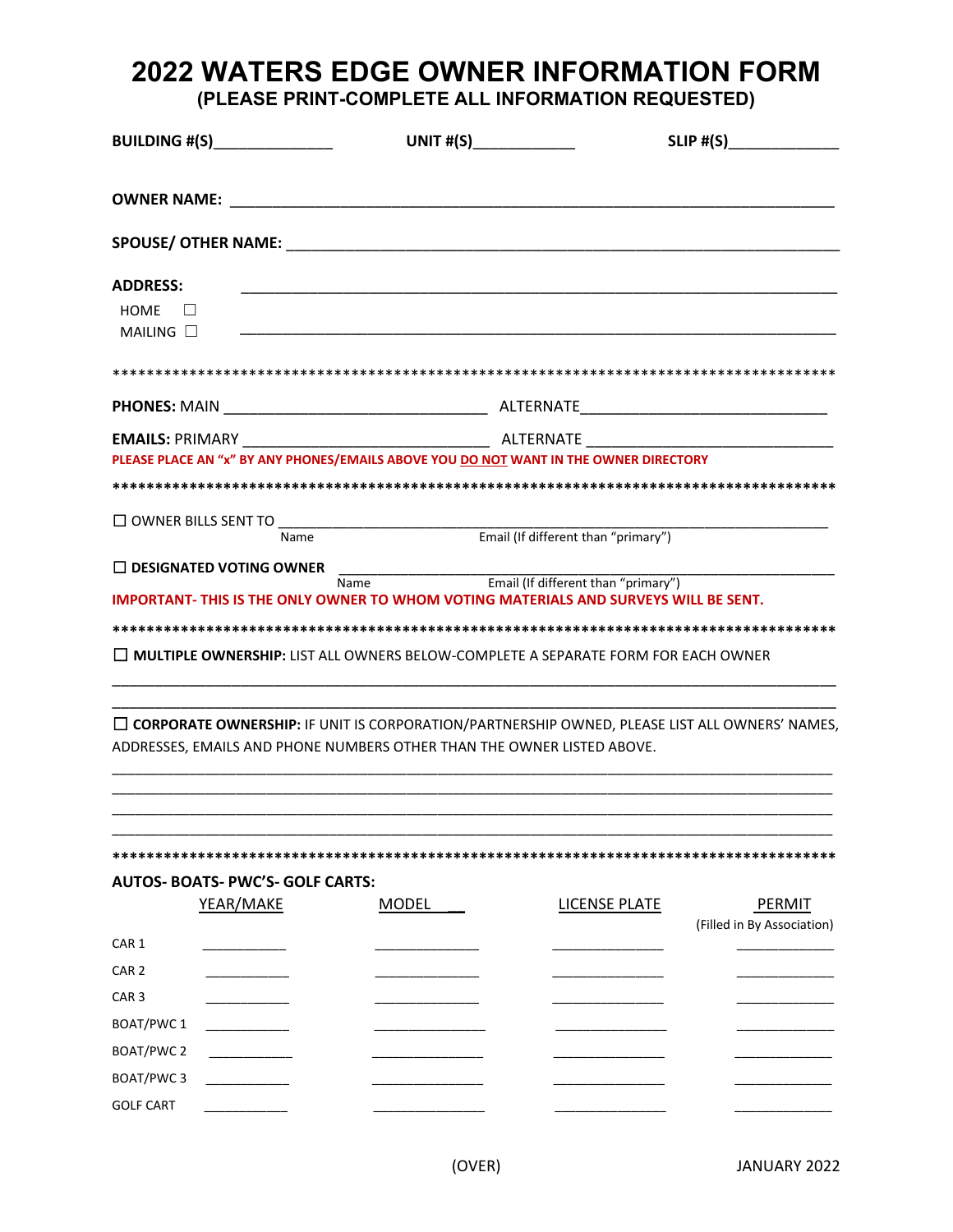# 2022 WATERS EDGE OWNER INFORMATION FORM

**(PLEASE PRINT-COMPLETE ALL INFORMATION REQUESTED)**

**BUILDING #(S)**______________ **UNIT #(S)**____________ **SLIP #(S)**_____________

**OWNER NAME:** ___________________________________________________________________________

**SPOUSE/ OTHER NAME:** ____________________________________________________________________

**ADDRESS:** ________________________________________________________________________

HOME ☐

MAILING ☐ ________________________________________________________________________

*************************************************************************************

**PHONES:** MAIN ________________________________ ALTERNATE_____________________________

**EMAILS:** PRIMARY ____________________________ ALTERNATE ____________________________

**PLEASE PLACE AN "x" BY ANY PHONES/EMAILS ABOVE YOU DO NOT WANT IN THE OWNER DIRECTORY**

*************************************************************************************

☐ OWNER BILLS SENT TO ______________________________________________________________________
Name / Email (If different than "primary")

☐ **DESIGNATED VOTING OWNER** _______________________________________________________________
Name / Email (If different than "primary")

**IMPORTANT- THIS IS THE ONLY OWNER TO WHOM VOTING MATERIALS AND SURVEYS WILL BE SENT.**

*************************************************************************************

☐ **MULTIPLE OWNERSHIP:** LIST ALL OWNERS BELOW-COMPLETE A SEPARATE FORM FOR EACH OWNER

_____________________________________________________________________________________

_____________________________________________________________________________________

☐ **CORPORATE OWNERSHIP:** IF UNIT IS CORPORATION/PARTNERSHIP OWNED, PLEASE LIST ALL OWNERS' NAMES, ADDRESSES, EMAILS AND PHONE NUMBERS OTHER THAN THE OWNER LISTED ABOVE.

_____________________________________________________________________________________

_____________________________________________________________________________________

_____________________________________________________________________________________

_____________________________________________________________________________________

*************************************************************************************

**AUTOS- BOATS- PWC'S- GOLF CARTS:**

| | YEAR/MAKE | MODEL | LICENSE PLATE | PERMIT (Filled in By Association) |
|---|---|---|---|---|
| CAR 1 | | | | |
| CAR 2 | | | | |
| CAR 3 | | | | |
| BOAT/PWC 1 | | | | |
| BOAT/PWC 2 | | | | |
| BOAT/PWC 3 | | | | |
| GOLF CART | | | | |

(OVER)

JANUARY 2022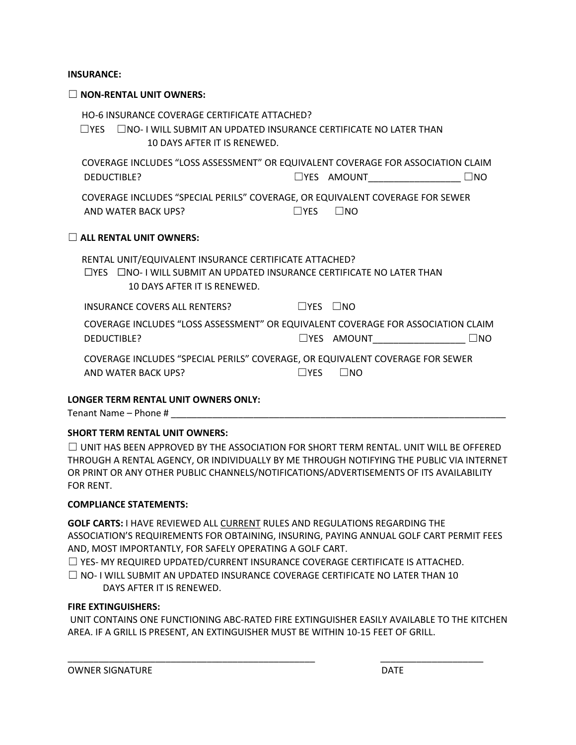**INSURANCE:**

☐ **NON-RENTAL UNIT OWNERS:**

HO-6 INSURANCE COVERAGE CERTIFICATE ATTACHED?

☐YES ☐NO- I WILL SUBMIT AN UPDATED INSURANCE CERTIFICATE NO LATER THAN 10 DAYS AFTER IT IS RENEWED.

COVERAGE INCLUDES "LOSS ASSESSMENT" OR EQUIVALENT COVERAGE FOR ASSOCIATION CLAIM DEDUCTIBLE? ☐YES AMOUNT__________________ ☐NO

COVERAGE INCLUDES "SPECIAL PERILS" COVERAGE, OR EQUIVALENT COVERAGE FOR SEWER AND WATER BACK UPS? ☐YES ☐NO

☐ **ALL RENTAL UNIT OWNERS:**

RENTAL UNIT/EQUIVALENT INSURANCE CERTIFICATE ATTACHED?

☐YES ☐NO- I WILL SUBMIT AN UPDATED INSURANCE CERTIFICATE NO LATER THAN 10 DAYS AFTER IT IS RENEWED.

INSURANCE COVERS ALL RENTERS? ☐YES ☐NO

COVERAGE INCLUDES "LOSS ASSESSMENT" OR EQUIVALENT COVERAGE FOR ASSOCIATION CLAIM DEDUCTIBLE? ☐YES AMOUNT__________________ ☐NO

COVERAGE INCLUDES "SPECIAL PERILS" COVERAGE, OR EQUIVALENT COVERAGE FOR SEWER AND WATER BACK UPS? ☐YES ☐NO

**LONGER TERM RENTAL UNIT OWNERS ONLY:**

Tenant Name – Phone # ____________________________________________________________________

**SHORT TERM RENTAL UNIT OWNERS:**

☐ UNIT HAS BEEN APPROVED BY THE ASSOCIATION FOR SHORT TERM RENTAL. UNIT WILL BE OFFERED THROUGH A RENTAL AGENCY, OR INDIVIDUALLY BY ME THROUGH NOTIFYING THE PUBLIC VIA INTERNET OR PRINT OR ANY OTHER PUBLIC CHANNELS/NOTIFICATIONS/ADVERTISEMENTS OF ITS AVAILABILITY FOR RENT.

**COMPLIANCE STATEMENTS:**

**GOLF CARTS:** I HAVE REVIEWED ALL CURRENT RULES AND REGULATIONS REGARDING THE ASSOCIATION'S REQUIREMENTS FOR OBTAINING, INSURING, PAYING ANNUAL GOLF CART PERMIT FEES AND, MOST IMPORTANTLY, FOR SAFELY OPERATING A GOLF CART.

☐ YES- MY REQUIRED UPDATED/CURRENT INSURANCE COVERAGE CERTIFICATE IS ATTACHED.

☐ NO- I WILL SUBMIT AN UPDATED INSURANCE COVERAGE CERTIFICATE NO LATER THAN 10 DAYS AFTER IT IS RENEWED.

**FIRE EXTINGUISHERS:**

UNIT CONTAINS ONE FUNCTIONING ABC-RATED FIRE EXTINGUISHER EASILY AVAILABLE TO THE KITCHEN AREA. IF A GRILL IS PRESENT, AN EXTINGUISHER MUST BE WITHIN 10-15 FEET OF GRILL.

___________________________________________________ ____________________

OWNER SIGNATURE DATE